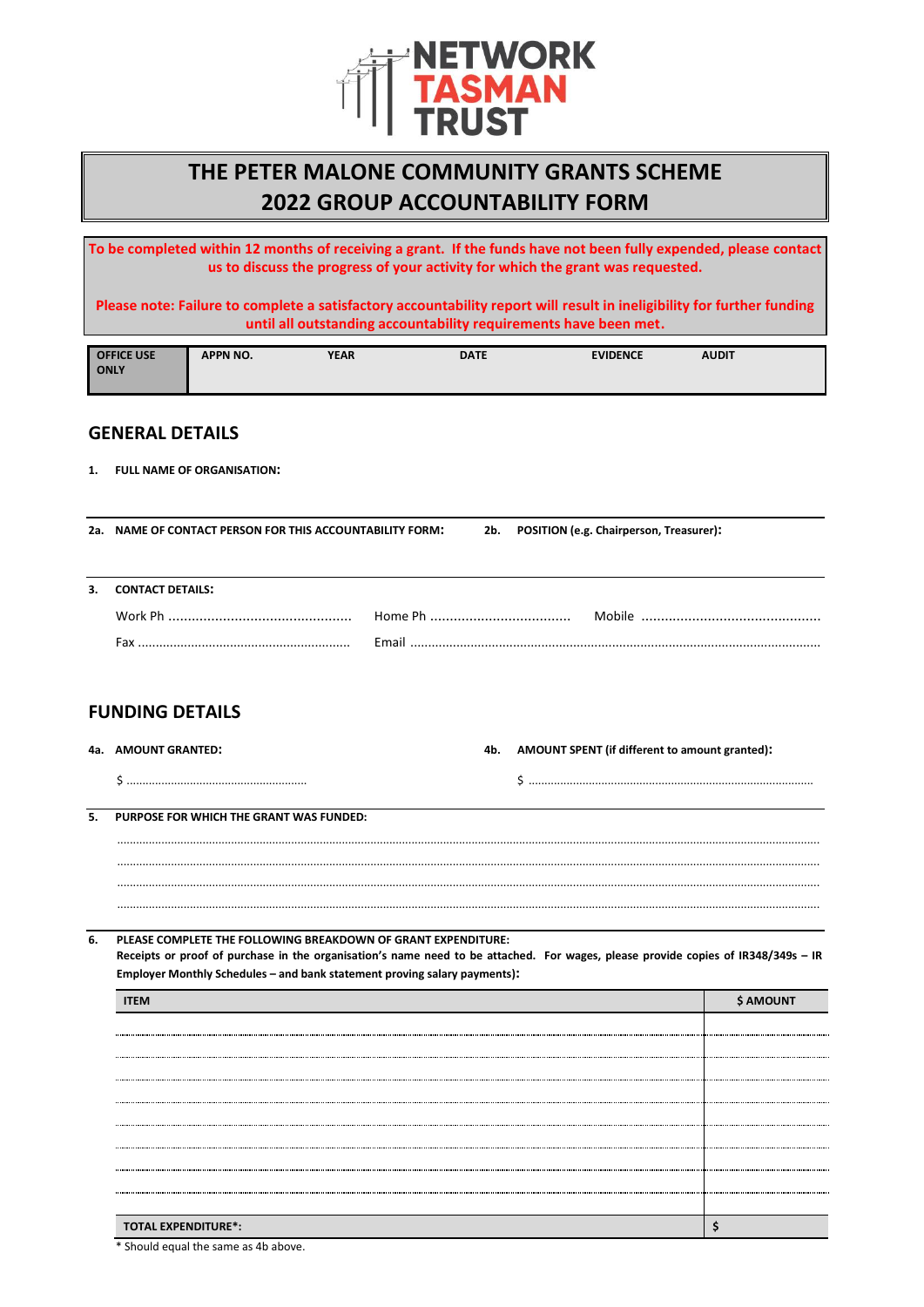NETWORK TASMAN TRUST

# THE PETER MALONE COMMUNITY GRANTS SCHEME
# 2022 GROUP ACCOUNTABILITY FORM

**To be completed within 12 months of receiving a grant. If the funds have not been fully expended, please contact us to discuss the progress of your activity for which the grant was requested.**

**Please note: Failure to complete a satisfactory accountability report will result in ineligibility for further funding until all outstanding accountability requirements have been met.**

| OFFICE USE ONLY | APPN NO. | YEAR | DATE | EVIDENCE | AUDIT |
|---|---|---|---|---|---|
| | | | | | |

## GENERAL DETAILS

**1. FULL NAME OF ORGANISATION:**

**2a. NAME OF CONTACT PERSON FOR THIS ACCOUNTABILITY FORM:**

**2b. POSITION (e.g. Chairperson, Treasurer):**

**3. CONTACT DETAILS:**

Work Ph ............................................... Home Ph .................................... Mobile ..............................................

Fax .......................................................... Email ..................................................................................................................

## FUNDING DETAILS

**4a. AMOUNT GRANTED:**

$ ........................................................

**4b. AMOUNT SPENT (if different to amount granted):**

$ ........................................................................................

**5. PURPOSE FOR WHICH THE GRANT WAS FUNDED:**

..........................................................................................................................................................................................

..........................................................................................................................................................................................

..........................................................................................................................................................................................

..........................................................................................................................................................................................

**6. PLEASE COMPLETE THE FOLLOWING BREAKDOWN OF GRANT EXPENDITURE:**
**Receipts or proof of purchase in the organisation's name need to be attached. For wages, please provide copies of IR348/349s – IR Employer Monthly Schedules – and bank statement proving salary payments):**

| ITEM | $ AMOUNT |
|---|---|
| | |
| | |
| | |
| | |
| | |
| | |
| | |
| | |
| **TOTAL EXPENDITURE*:** | **$** |

* Should equal the same as 4b above.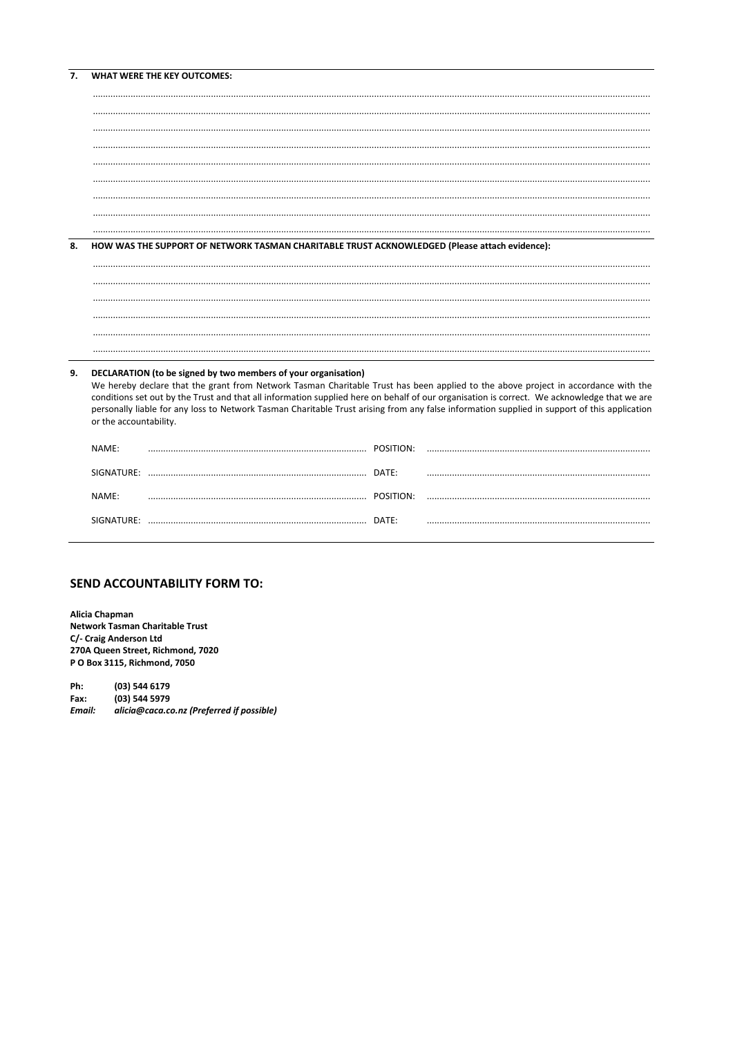## 7. WHAT WERE THE KEY OUTCOMES:

.....................................................................................................................................................................................................

.....................................................................................................................................................................................................

.....................................................................................................................................................................................................

.....................................................................................................................................................................................................

.....................................................................................................................................................................................................

.....................................................................................................................................................................................................

.....................................................................................................................................................................................................

.....................................................................................................................................................................................................

.....................................................................................................................................................................................................

## 8. HOW WAS THE SUPPORT OF NETWORK TASMAN CHARITABLE TRUST ACKNOWLEDGED (Please attach evidence):

.....................................................................................................................................................................................................

.....................................................................................................................................................................................................

.....................................................................................................................................................................................................

.....................................................................................................................................................................................................

.....................................................................................................................................................................................................

.....................................................................................................................................................................................................

## 9. DECLARATION (to be signed by two members of your organisation)

We hereby declare that the grant from Network Tasman Charitable Trust has been applied to the above project in accordance with the conditions set out by the Trust and that all information supplied here on behalf of our organisation is correct. We acknowledge that we are personally liable for any loss to Network Tasman Charitable Trust arising from any false information supplied in support of this application or the accountability.

NAME: ........................................................................................ POSITION: ........................................................................................

SIGNATURE: ........................................................................................ DATE: ........................................................................................

NAME: ........................................................................................ POSITION: ........................................................................................

SIGNATURE: ........................................................................................ DATE: ........................................................................................

## SEND ACCOUNTABILITY FORM TO:

**Alicia Chapman**
**Network Tasman Charitable Trust**
**C/- Craig Anderson Ltd**
**270A Queen Street, Richmond, 7020**
**P O Box 3115, Richmond, 7050**

**Ph:** **(03) 544 6179**
**Fax:** **(03) 544 5979**
***Email:*** ***alicia@caca.co.nz (Preferred if possible)***